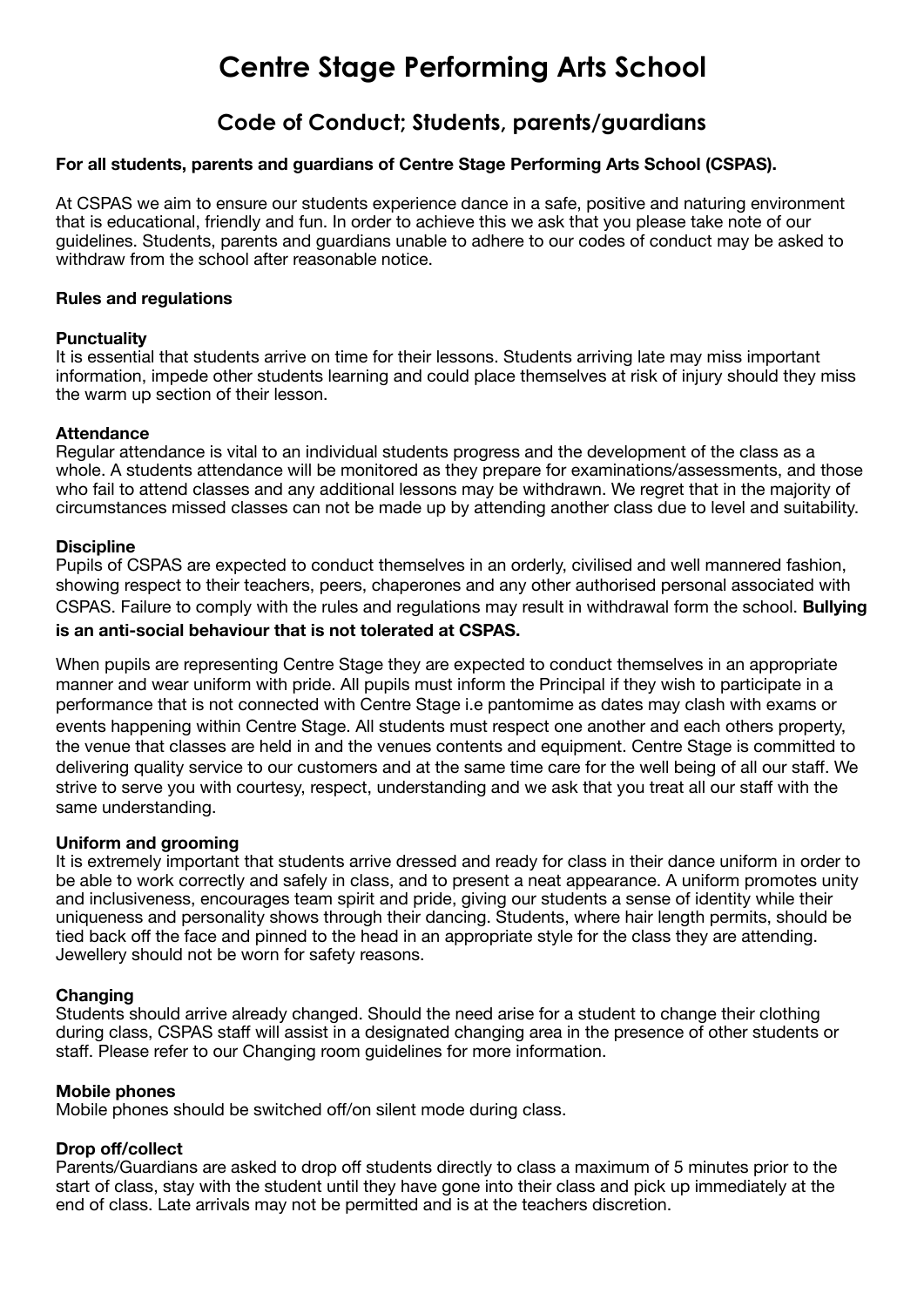# Centre Stage Performing Arts School

## Code of Conduct; Students, parents/guardians

**For all students, parents and guardians of Centre Stage Performing Arts School (CSPAS).**

At CSPAS we aim to ensure our students experience dance in a safe, positive and naturing environment that is educational, friendly and fun. In order to achieve this we ask that you please take note of our guidelines. Students, parents and guardians unable to adhere to our codes of conduct may be asked to withdraw from the school after reasonable notice.

**Rules and regulations**

**Punctuality**
It is essential that students arrive on time for their lessons. Students arriving late may miss important information, impede other students learning and could place themselves at risk of injury should they miss the warm up section of their lesson.

**Attendance**
Regular attendance is vital to an individual students progress and the development of the class as a whole. A students attendance will be monitored as they prepare for examinations/assessments, and those who fail to attend classes and any additional lessons may be withdrawn. We regret that in the majority of circumstances missed classes can not be made up by attending another class due to level and suitability.

**Discipline**
Pupils of CSPAS are expected to conduct themselves in an orderly, civilised and well mannered fashion, showing respect to their teachers, peers, chaperones and any other authorised personal associated with CSPAS. Failure to comply with the rules and regulations may result in withdrawal form the school. **Bullying is an anti-social behaviour that is not tolerated at CSPAS.**

When pupils are representing Centre Stage they are expected to conduct themselves in an appropriate manner and wear uniform with pride. All pupils must inform the Principal if they wish to participate in a performance that is not connected with Centre Stage i.e pantomime as dates may clash with exams or events happening within Centre Stage. All students must respect one another and each others property, the venue that classes are held in and the venues contents and equipment. Centre Stage is committed to delivering quality service to our customers and at the same time care for the well being of all our staff. We strive to serve you with courtesy, respect, understanding and we ask that you treat all our staff with the same understanding.

**Uniform and grooming**
It is extremely important that students arrive dressed and ready for class in their dance uniform in order to be able to work correctly and safely in class, and to present a neat appearance. A uniform promotes unity and inclusiveness, encourages team spirit and pride, giving our students a sense of identity while their uniqueness and personality shows through their dancing. Students, where hair length permits, should be tied back off the face and pinned to the head in an appropriate style for the class they are attending. Jewellery should not be worn for safety reasons.

**Changing**
Students should arrive already changed. Should the need arise for a student to change their clothing during class, CSPAS staff will assist in a designated changing area in the presence of other students or staff. Please refer to our Changing room guidelines for more information.

**Mobile phones**
Mobile phones should be switched off/on silent mode during class.

**Drop off/collect**
Parents/Guardians are asked to drop off students directly to class a maximum of 5 minutes prior to the start of class, stay with the student until they have gone into their class and pick up immediately at the end of class. Late arrivals may not be permitted and is at the teachers discretion.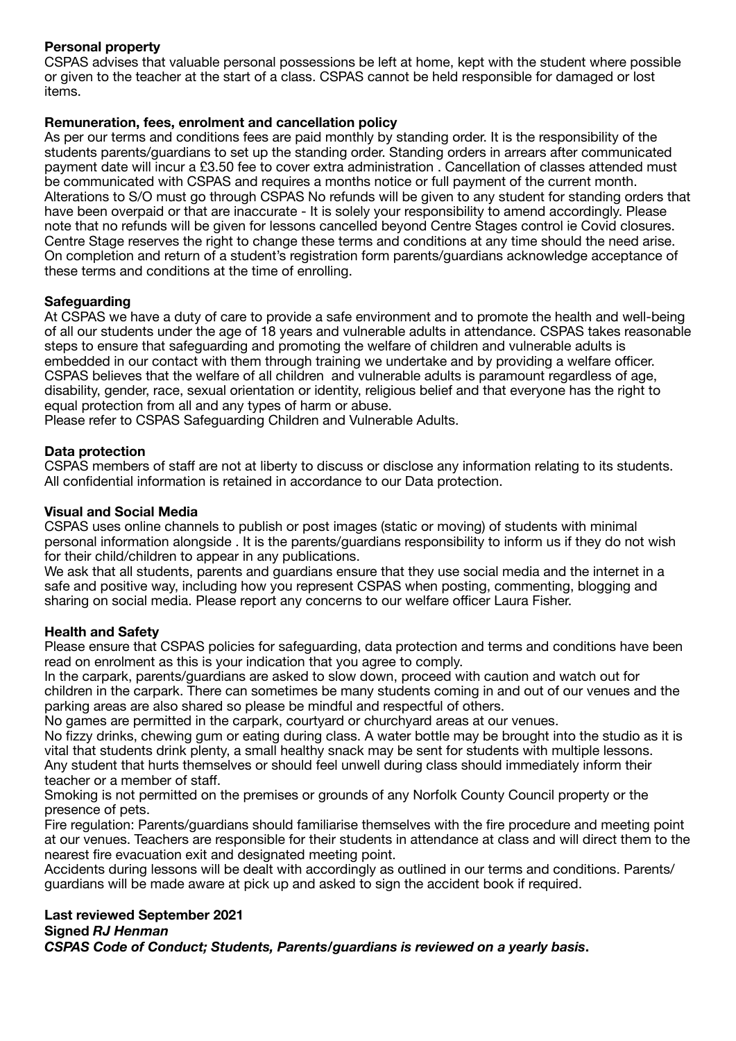**Personal property**

CSPAS advises that valuable personal possessions be left at home, kept with the student where possible or given to the teacher at the start of a class. CSPAS cannot be held responsible for damaged or lost items.

**Remuneration, fees, enrolment and cancellation policy**

As per our terms and conditions fees are paid monthly by standing order. It is the responsibility of the students parents/guardians to set up the standing order. Standing orders in arrears after communicated payment date will incur a £3.50 fee to cover extra administration . Cancellation of classes attended must be communicated with CSPAS and requires a months notice or full payment of the current month. Alterations to S/O must go through CSPAS No refunds will be given to any student for standing orders that have been overpaid or that are inaccurate - It is solely your responsibility to amend accordingly. Please note that no refunds will be given for lessons cancelled beyond Centre Stages control ie Covid closures. Centre Stage reserves the right to change these terms and conditions at any time should the need arise. On completion and return of a student's registration form parents/guardians acknowledge acceptance of these terms and conditions at the time of enrolling.

**Safeguarding**

At CSPAS we have a duty of care to provide a safe environment and to promote the health and well-being of all our students under the age of 18 years and vulnerable adults in attendance. CSPAS takes reasonable steps to ensure that safeguarding and promoting the welfare of children and vulnerable adults is embedded in our contact with them through training we undertake and by providing a welfare officer. CSPAS believes that the welfare of all children and vulnerable adults is paramount regardless of age, disability, gender, race, sexual orientation or identity, religious belief and that everyone has the right to equal protection from all and any types of harm or abuse.

Please refer to CSPAS Safeguarding Children and Vulnerable Adults.

**Data protection**

CSPAS members of staff are not at liberty to discuss or disclose any information relating to its students. All confidential information is retained in accordance to our Data protection.

**Visual and Social Media**

CSPAS uses online channels to publish or post images (static or moving) of students with minimal personal information alongside . It is the parents/guardians responsibility to inform us if they do not wish for their child/children to appear in any publications.

We ask that all students, parents and guardians ensure that they use social media and the internet in a safe and positive way, including how you represent CSPAS when posting, commenting, blogging and sharing on social media. Please report any concerns to our welfare officer Laura Fisher.

**Health and Safety**

Please ensure that CSPAS policies for safeguarding, data protection and terms and conditions have been read on enrolment as this is your indication that you agree to comply.

In the carpark, parents/guardians are asked to slow down, proceed with caution and watch out for children in the carpark. There can sometimes be many students coming in and out of our venues and the parking areas are also shared so please be mindful and respectful of others.

No games are permitted in the carpark, courtyard or churchyard areas at our venues.

No fizzy drinks, chewing gum or eating during class. A water bottle may be brought into the studio as it is vital that students drink plenty, a small healthy snack may be sent for students with multiple lessons.

Any student that hurts themselves or should feel unwell during class should immediately inform their teacher or a member of staff.

Smoking is not permitted on the premises or grounds of any Norfolk County Council property or the presence of pets.

Fire regulation: Parents/guardians should familiarise themselves with the fire procedure and meeting point at our venues. Teachers are responsible for their students in attendance at class and will direct them to the nearest fire evacuation exit and designated meeting point.

Accidents during lessons will be dealt with accordingly as outlined in our terms and conditions. Parents/guardians will be made aware at pick up and asked to sign the accident book if required.

**Last reviewed September 2021**

**Signed *RJ Henman***

***CSPAS Code of Conduct; Students, Parents/guardians is reviewed on a yearly basis*.**